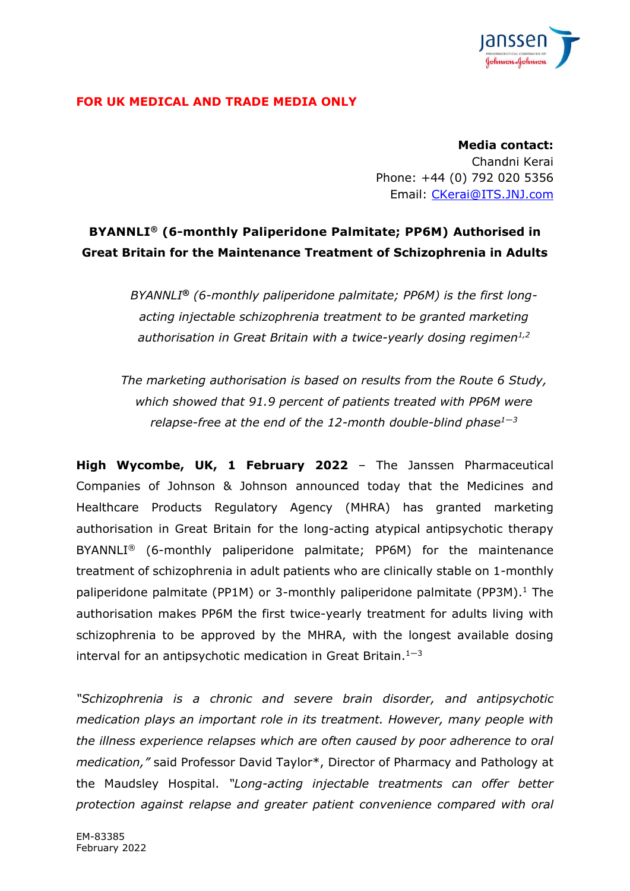**FOR UK MEDICAL AND TRADE MEDIA ONLY**

**Media contact:**
Chandni Kerai
Phone: +44 (0) 792 020 5356
Email: CKerai@ITS.JNJ.com

# BYANNLI® (6-monthly Paliperidone Palmitate; PP6M) Authorised in Great Britain for the Maintenance Treatment of Schizophrenia in Adults

*BYANNLI® (6-monthly paliperidone palmitate; PP6M) is the first long-acting injectable schizophrenia treatment to be granted marketing authorisation in Great Britain with a twice-yearly dosing regimen[1,2]*

*The marketing authorisation is based on results from the Route 6 Study, which showed that 91.9 percent of patients treated with PP6M were relapse-free at the end of the 12-month double-blind phase[1−3]*

**High Wycombe, UK, 1 February 2022** – The Janssen Pharmaceutical Companies of Johnson & Johnson announced today that the Medicines and Healthcare Products Regulatory Agency (MHRA) has granted marketing authorisation in Great Britain for the long-acting atypical antipsychotic therapy BYANNLI® (6-monthly paliperidone palmitate; PP6M) for the maintenance treatment of schizophrenia in adult patients who are clinically stable on 1-monthly paliperidone palmitate (PP1M) or 3-monthly paliperidone palmitate (PP3M).[1] The authorisation makes PP6M the first twice-yearly treatment for adults living with schizophrenia to be approved by the MHRA, with the longest available dosing interval for an antipsychotic medication in Great Britain.[1−3]

*"Schizophrenia is a chronic and severe brain disorder, and antipsychotic medication plays an important role in its treatment. However, many people with the illness experience relapses which are often caused by poor adherence to oral medication,"* said Professor David Taylor*, Director of Pharmacy and Pathology at the Maudsley Hospital. *"Long-acting injectable treatments can offer better protection against relapse and greater patient convenience compared with oral*

EM-83385
February 2022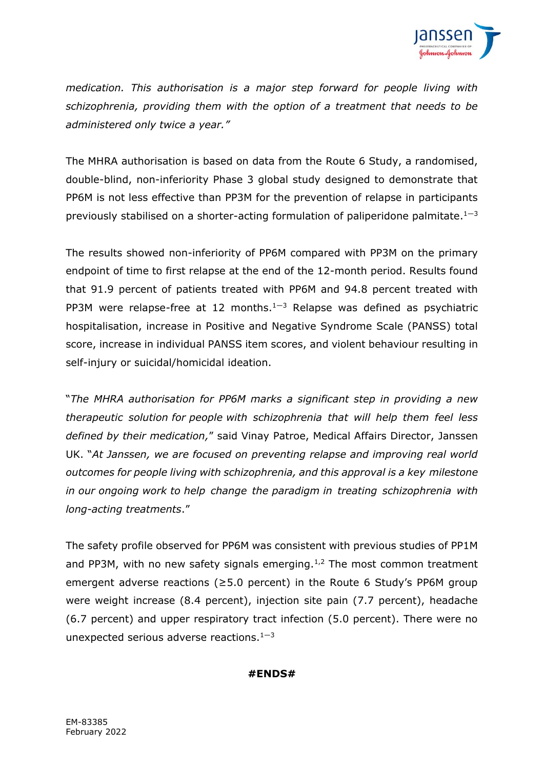*medication. This authorisation is a major step forward for people living with schizophrenia, providing them with the option of a treatment that needs to be administered only twice a year."*

The MHRA authorisation is based on data from the Route 6 Study, a randomised, double-blind, non-inferiority Phase 3 global study designed to demonstrate that PP6M is not less effective than PP3M for the prevention of relapse in participants previously stabilised on a shorter-acting formulation of paliperidone palmitate.[1−3]

The results showed non-inferiority of PP6M compared with PP3M on the primary endpoint of time to first relapse at the end of the 12-month period. Results found that 91.9 percent of patients treated with PP6M and 94.8 percent treated with PP3M were relapse-free at 12 months.[1−3] Relapse was defined as psychiatric hospitalisation, increase in Positive and Negative Syndrome Scale (PANSS) total score, increase in individual PANSS item scores, and violent behaviour resulting in self-injury or suicidal/homicidal ideation.

"*The MHRA authorisation for PP6M marks a significant step in providing a new therapeutic solution for people with schizophrenia that will help them feel less defined by their medication,*" said Vinay Patroe, Medical Affairs Director, Janssen UK. "*At Janssen, we are focused on preventing relapse and improving real world outcomes for people living with schizophrenia, and this approval is a key milestone in our ongoing work to help change the paradigm in treating schizophrenia with long-acting treatments*."

The safety profile observed for PP6M was consistent with previous studies of PP1M and PP3M, with no new safety signals emerging.[1,2] The most common treatment emergent adverse reactions (≥5.0 percent) in the Route 6 Study's PP6M group were weight increase (8.4 percent), injection site pain (7.7 percent), headache (6.7 percent) and upper respiratory tract infection (5.0 percent). There were no unexpected serious adverse reactions.[1−3]

**#ENDS#**

EM-83385
February 2022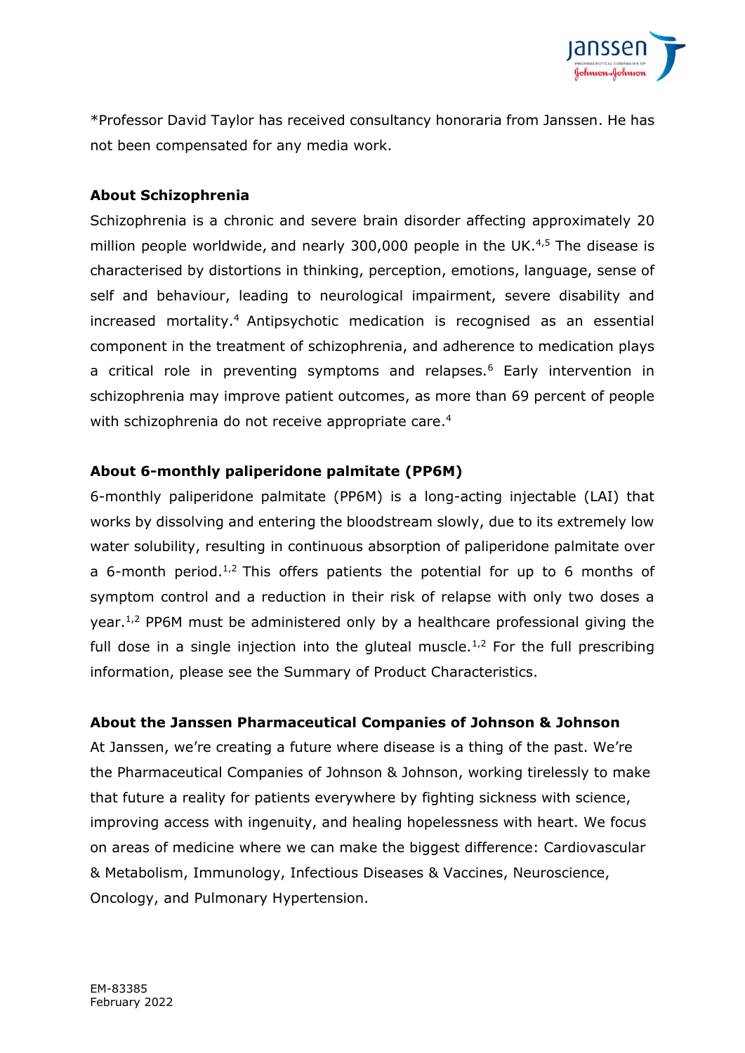*Professor David Taylor has received consultancy honoraria from Janssen. He has not been compensated for any media work.

**About Schizophrenia**

Schizophrenia is a chronic and severe brain disorder affecting approximately 20 million people worldwide, and nearly 300,000 people in the UK.[4,5] The disease is characterised by distortions in thinking, perception, emotions, language, sense of self and behaviour, leading to neurological impairment, severe disability and increased mortality.[4] Antipsychotic medication is recognised as an essential component in the treatment of schizophrenia, and adherence to medication plays a critical role in preventing symptoms and relapses.[6] Early intervention in schizophrenia may improve patient outcomes, as more than 69 percent of people with schizophrenia do not receive appropriate care.[4]

**About 6-monthly paliperidone palmitate (PP6M)**

6-monthly paliperidone palmitate (PP6M) is a long-acting injectable (LAI) that works by dissolving and entering the bloodstream slowly, due to its extremely low water solubility, resulting in continuous absorption of paliperidone palmitate over a 6-month period.[1,2] This offers patients the potential for up to 6 months of symptom control and a reduction in their risk of relapse with only two doses a year.[1,2] PP6M must be administered only by a healthcare professional giving the full dose in a single injection into the gluteal muscle.[1,2] For the full prescribing information, please see the Summary of Product Characteristics.

**About the Janssen Pharmaceutical Companies of Johnson & Johnson**

At Janssen, we're creating a future where disease is a thing of the past. We're the Pharmaceutical Companies of Johnson & Johnson, working tirelessly to make that future a reality for patients everywhere by fighting sickness with science, improving access with ingenuity, and healing hopelessness with heart. We focus on areas of medicine where we can make the biggest difference: Cardiovascular & Metabolism, Immunology, Infectious Diseases & Vaccines, Neuroscience, Oncology, and Pulmonary Hypertension.

EM-83385
February 2022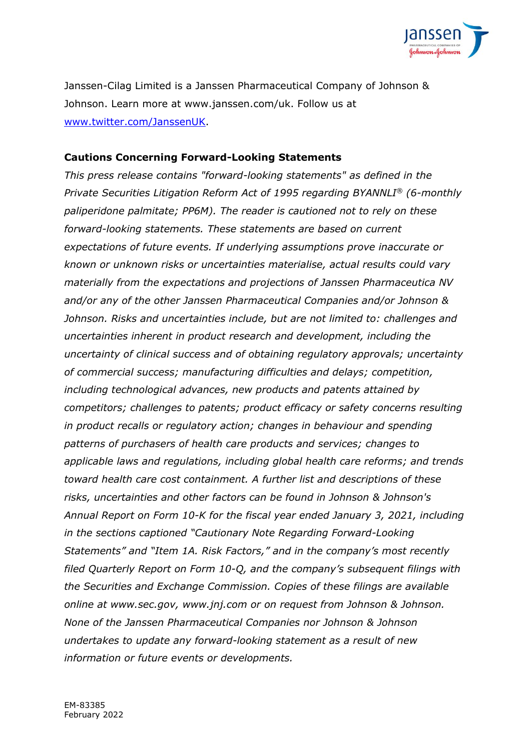Janssen-Cilag Limited is a Janssen Pharmaceutical Company of Johnson & Johnson. Learn more at www.janssen.com/uk. Follow us at [www.twitter.com/JanssenUK](www.twitter.com/JanssenUK).

**Cautions Concerning Forward-Looking Statements**

*This press release contains "forward-looking statements" as defined in the Private Securities Litigation Reform Act of 1995 regarding BYANNLI® (6-monthly paliperidone palmitate; PP6M). The reader is cautioned not to rely on these forward-looking statements. These statements are based on current expectations of future events. If underlying assumptions prove inaccurate or known or unknown risks or uncertainties materialise, actual results could vary materially from the expectations and projections of Janssen Pharmaceutica NV and/or any of the other Janssen Pharmaceutical Companies and/or Johnson & Johnson. Risks and uncertainties include, but are not limited to: challenges and uncertainties inherent in product research and development, including the uncertainty of clinical success and of obtaining regulatory approvals; uncertainty of commercial success; manufacturing difficulties and delays; competition, including technological advances, new products and patents attained by competitors; challenges to patents; product efficacy or safety concerns resulting in product recalls or regulatory action; changes in behaviour and spending patterns of purchasers of health care products and services; changes to applicable laws and regulations, including global health care reforms; and trends toward health care cost containment. A further list and descriptions of these risks, uncertainties and other factors can be found in Johnson & Johnson's Annual Report on Form 10-K for the fiscal year ended January 3, 2021, including in the sections captioned "Cautionary Note Regarding Forward-Looking Statements" and "Item 1A. Risk Factors," and in the company's most recently filed Quarterly Report on Form 10-Q, and the company's subsequent filings with the Securities and Exchange Commission. Copies of these filings are available online at www.sec.gov, www.jnj.com or on request from Johnson & Johnson. None of the Janssen Pharmaceutical Companies nor Johnson & Johnson undertakes to update any forward-looking statement as a result of new information or future events or developments.*

EM-83385
February 2022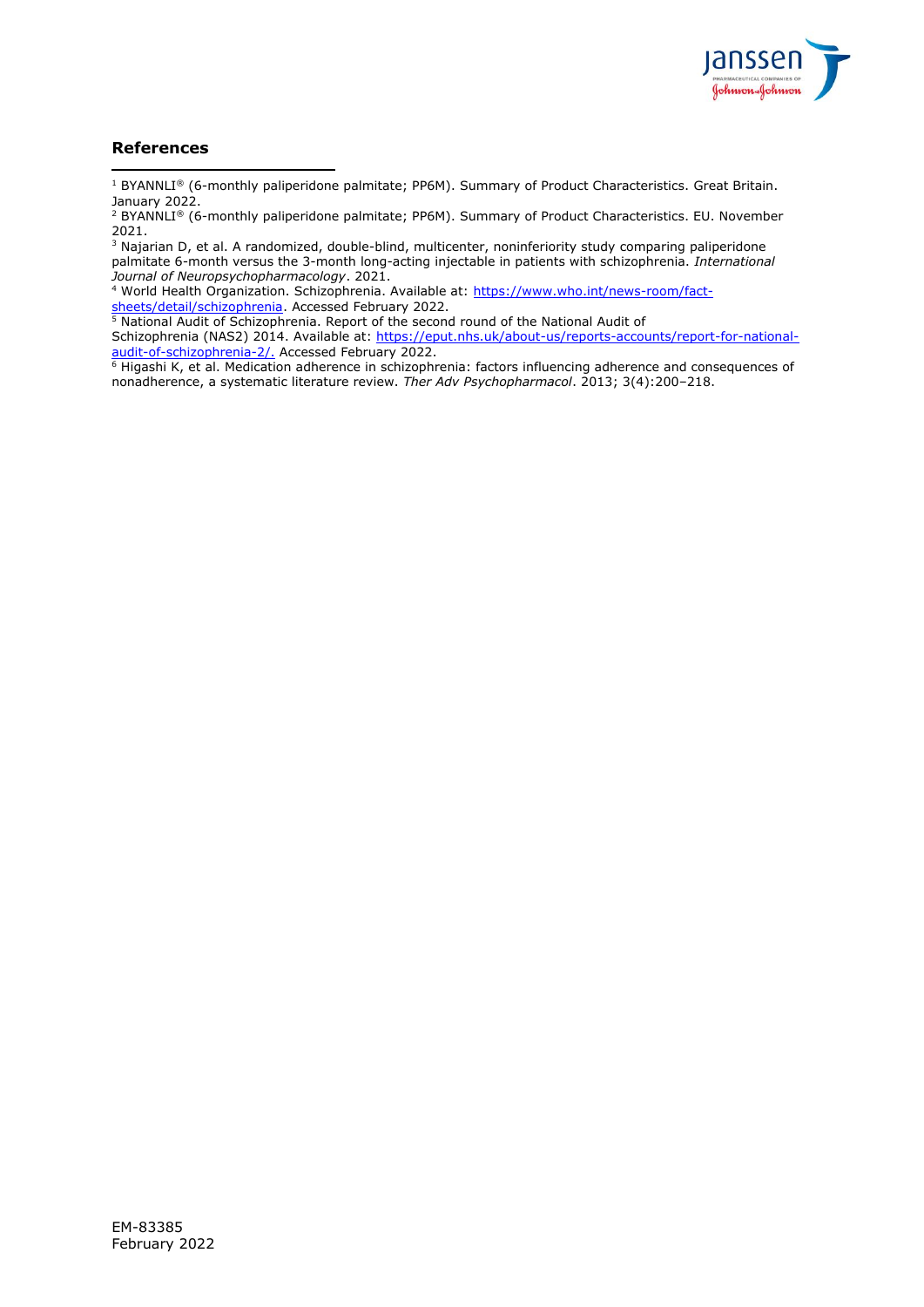## References

[1] BYANNLI® (6-monthly paliperidone palmitate; PP6M). Summary of Product Characteristics. Great Britain. January 2022.

[2] BYANNLI® (6-monthly paliperidone palmitate; PP6M). Summary of Product Characteristics. EU. November 2021.

[3] Najarian D, et al. A randomized, double-blind, multicenter, noninferiority study comparing paliperidone palmitate 6-month versus the 3-month long-acting injectable in patients with schizophrenia. *International Journal of Neuropsychopharmacology*. 2021.

[4] World Health Organization. Schizophrenia. Available at: https://www.who.int/news-room/fact-sheets/detail/schizophrenia. Accessed February 2022.

[5] National Audit of Schizophrenia. Report of the second round of the National Audit of Schizophrenia (NAS2) 2014. Available at: https://eput.nhs.uk/about-us/reports-accounts/report-for-national-audit-of-schizophrenia-2/. Accessed February 2022.

[6] Higashi K, et al. Medication adherence in schizophrenia: factors influencing adherence and consequences of nonadherence, a systematic literature review. *Ther Adv Psychopharmacol*. 2013; 3(4):200–218.

EM-83385
February 2022